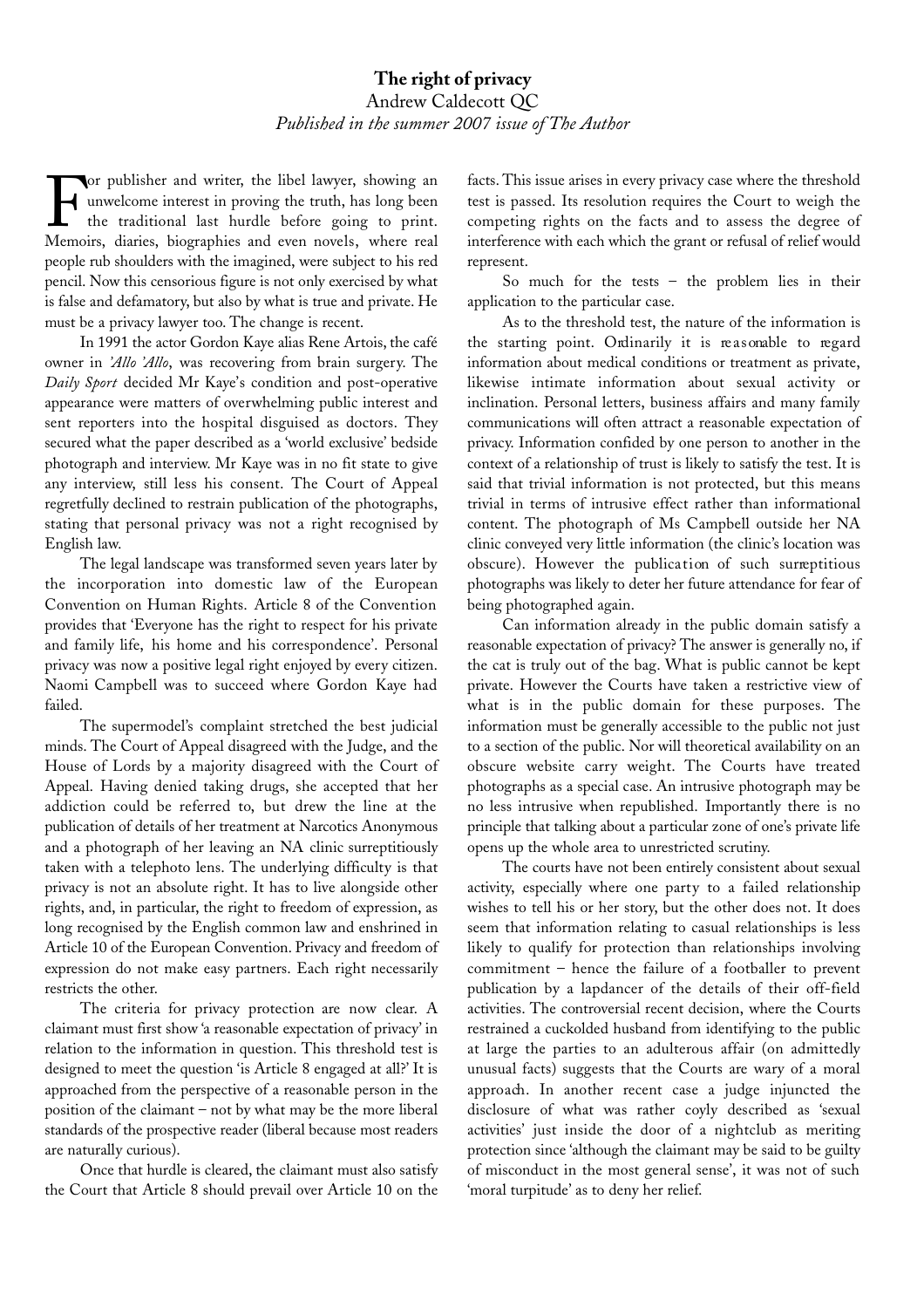# The right of privacy

Andrew Caldecott QC

*Published in the summer 2007 issue of The Author*

For publisher and writer, the libel lawyer, showing an unwelcome interest in proving the truth, has long been the traditional last hurdle before going to print. Memoirs, diaries, biographies and even novels, where real people rub shoulders with the imagined, were subject to his red pencil. Now this censorious figure is not only exercised by what is false and defamatory, but also by what is true and private. He must be a privacy lawyer too. The change is recent.

In 1991 the actor Gordon Kaye alias Rene Artois, the café owner in *'Allo 'Allo*, was recovering from brain surgery. The *Daily Sport* decided Mr Kaye's condition and post-operative appearance were matters of overwhelming public interest and sent reporters into the hospital disguised as doctors. They secured what the paper described as a 'world exclusive' bedside photograph and interview. Mr Kaye was in no fit state to give any interview, still less his consent. The Court of Appeal regretfully declined to restrain publication of the photographs, stating that personal privacy was not a right recognised by English law.

The legal landscape was transformed seven years later by the incorporation into domestic law of the European Convention on Human Rights. Article 8 of the Convention provides that 'Everyone has the right to respect for his private and family life, his home and his correspondence'. Personal privacy was now a positive legal right enjoyed by every citizen. Naomi Campbell was to succeed where Gordon Kaye had failed.

The supermodel's complaint stretched the best judicial minds. The Court of Appeal disagreed with the Judge, and the House of Lords by a majority disagreed with the Court of Appeal. Having denied taking drugs, she accepted that her addiction could be referred to, but drew the line at the publication of details of her treatment at Narcotics Anonymous and a photograph of her leaving an NA clinic surreptitiously taken with a telephoto lens. The underlying difficulty is that privacy is not an absolute right. It has to live alongside other rights, and, in particular, the right to freedom of expression, as long recognised by the English common law and enshrined in Article 10 of the European Convention. Privacy and freedom of expression do not make easy partners. Each right necessarily restricts the other.

The criteria for privacy protection are now clear. A claimant must first show 'a reasonable expectation of privacy' in relation to the information in question. This threshold test is designed to meet the question 'is Article 8 engaged at all?' It is approached from the perspective of a reasonable person in the position of the claimant – not by what may be the more liberal standards of the prospective reader (liberal because most readers are naturally curious).

Once that hurdle is cleared, the claimant must also satisfy the Court that Article 8 should prevail over Article 10 on the facts. This issue arises in every privacy case where the threshold test is passed. Its resolution requires the Court to weigh the competing rights on the facts and to assess the degree of interference with each which the grant or refusal of relief would represent.

So much for the tests – the problem lies in their application to the particular case.

As to the threshold test, the nature of the information is the starting point. Ordinarily it is reasonable to regard information about medical conditions or treatment as private, likewise intimate information about sexual activity or inclination. Personal letters, business affairs and many family communications will often attract a reasonable expectation of privacy. Information confided by one person to another in the context of a relationship of trust is likely to satisfy the test. It is said that trivial information is not protected, but this means trivial in terms of intrusive effect rather than informational content. The photograph of Ms Campbell outside her NA clinic conveyed very little information (the clinic's location was obscure). However the publication of such surreptitious photographs was likely to deter her future attendance for fear of being photographed again.

Can information already in the public domain satisfy a reasonable expectation of privacy? The answer is generally no, if the cat is truly out of the bag. What is public cannot be kept private. However the Courts have taken a restrictive view of what is in the public domain for these purposes. The information must be generally accessible to the public not just to a section of the public. Nor will theoretical availability on an obscure website carry weight. The Courts have treated photographs as a special case. An intrusive photograph may be no less intrusive when republished. Importantly there is no principle that talking about a particular zone of one's private life opens up the whole area to unrestricted scrutiny.

The courts have not been entirely consistent about sexual activity, especially where one party to a failed relationship wishes to tell his or her story, but the other does not. It does seem that information relating to casual relationships is less likely to qualify for protection than relationships involving commitment – hence the failure of a footballer to prevent publication by a lapdancer of the details of their off-field activities. The controversial recent decision, where the Courts restrained a cuckolded husband from identifying to the public at large the parties to an adulterous affair (on admittedly unusual facts) suggests that the Courts are wary of a moral approach. In another recent case a judge injuncted the disclosure of what was rather coyly described as 'sexual activities' just inside the door of a nightclub as meriting protection since 'although the claimant may be said to be guilty of misconduct in the most general sense', it was not of such 'moral turpitude' as to deny her relief.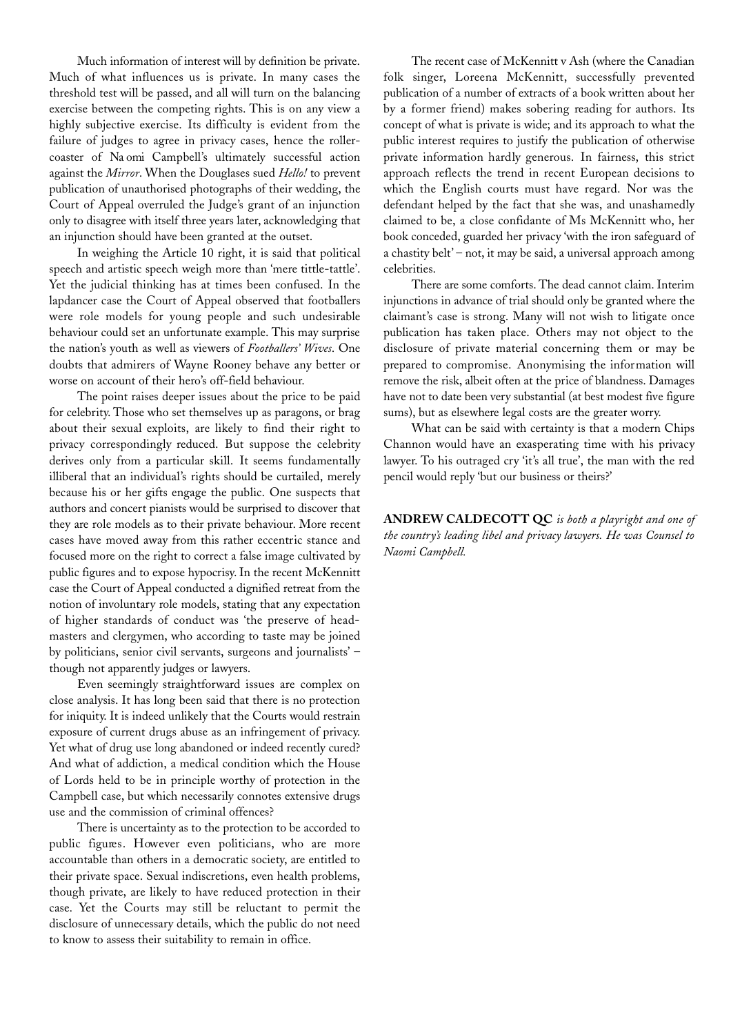Much information of interest will by definition be private. Much of what influences us is private. In many cases the threshold test will be passed, and all will turn on the balancing exercise between the competing rights. This is on any view a highly subjective exercise. Its difficulty is evident from the failure of judges to agree in privacy cases, hence the roller-coaster of Naomi Campbell's ultimately successful action against the *Mirror*. When the Douglases sued *Hello!* to prevent publication of unauthorised photographs of their wedding, the Court of Appeal overruled the Judge's grant of an injunction only to disagree with itself three years later, acknowledging that an injunction should have been granted at the outset.

In weighing the Article 10 right, it is said that political speech and artistic speech weigh more than 'mere tittle-tattle'. Yet the judicial thinking has at times been confused. In the lapdancer case the Court of Appeal observed that footballers were role models for young people and such undesirable behaviour could set an unfortunate example. This may surprise the nation's youth as well as viewers of *Footballers' Wives*. One doubts that admirers of Wayne Rooney behave any better or worse on account of their hero's off-field behaviour.

The point raises deeper issues about the price to be paid for celebrity. Those who set themselves up as paragons, or brag about their sexual exploits, are likely to find their right to privacy correspondingly reduced. But suppose the celebrity derives only from a particular skill. It seems fundamentally illiberal that an individual's rights should be curtailed, merely because his or her gifts engage the public. One suspects that authors and concert pianists would be surprised to discover that they are role models as to their private behaviour. More recent cases have moved away from this rather eccentric stance and focused more on the right to correct a false image cultivated by public figures and to expose hypocrisy. In the recent McKennitt case the Court of Appeal conducted a dignified retreat from the notion of involuntary role models, stating that any expectation of higher standards of conduct was 'the preserve of head-masters and clergymen, who according to taste may be joined by politicians, senior civil servants, surgeons and journalists' – though not apparently judges or lawyers.

Even seemingly straightforward issues are complex on close analysis. It has long been said that there is no protection for iniquity. It is indeed unlikely that the Courts would restrain exposure of current drugs abuse as an infringement of privacy. Yet what of drug use long abandoned or indeed recently cured? And what of addiction, a medical condition which the House of Lords held to be in principle worthy of protection in the Campbell case, but which necessarily connotes extensive drugs use and the commission of criminal offences?

There is uncertainty as to the protection to be accorded to public figures. However even politicians, who are more accountable than others in a democratic society, are entitled to their private space. Sexual indiscretions, even health problems, though private, are likely to have reduced protection in their case. Yet the Courts may still be reluctant to permit the disclosure of unnecessary details, which the public do not need to know to assess their suitability to remain in office.

The recent case of McKennitt v Ash (where the Canadian folk singer, Loreena McKennitt, successfully prevented publication of a number of extracts of a book written about her by a former friend) makes sobering reading for authors. Its concept of what is private is wide; and its approach to what the public interest requires to justify the publication of otherwise private information hardly generous. In fairness, this strict approach reflects the trend in recent European decisions to which the English courts must have regard. Nor was the defendant helped by the fact that she was, and unashamedly claimed to be, a close confidante of Ms McKennitt who, her book conceded, guarded her privacy 'with the iron safeguard of a chastity belt' – not, it may be said, a universal approach among celebrities.

There are some comforts. The dead cannot claim. Interim injunctions in advance of trial should only be granted where the claimant's case is strong. Many will not wish to litigate once publication has taken place. Others may not object to the disclosure of private material concerning them or may be prepared to compromise. Anonymising the information will remove the risk, albeit often at the price of blandness. Damages have not to date been very substantial (at best modest five figure sums), but as elsewhere legal costs are the greater worry.

What can be said with certainty is that a modern Chips Channon would have an exasperating time with his privacy lawyer. To his outraged cry 'it's all true', the man with the red pencil would reply 'but our business or theirs?'

**ANDREW CALDECOTT QC** *is both a playright and one of the country's leading libel and privacy lawyers. He was Counsel to Naomi Campbell.*